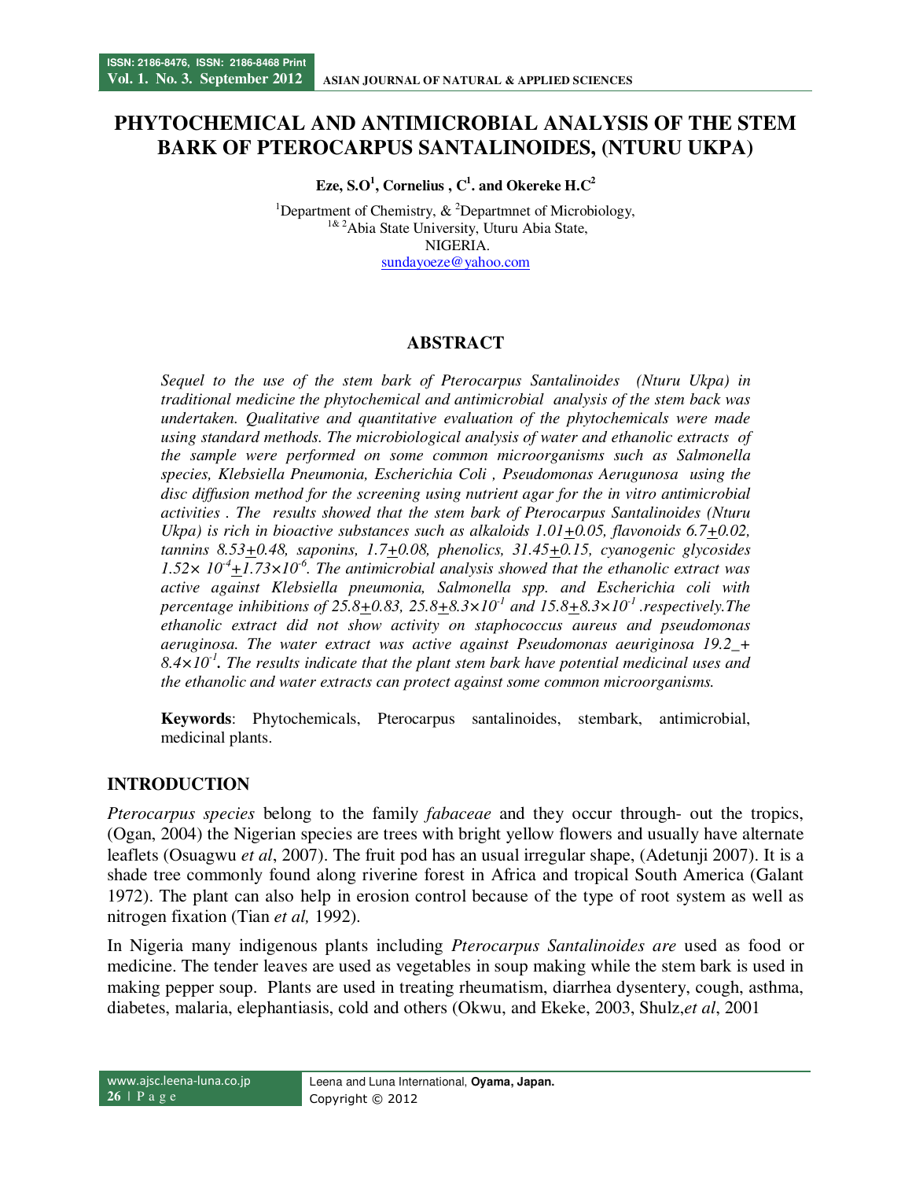# PHYTOCHEMICAL AND ANTIMICROBIAL ANALYSIS OF THE STEM BARK OF PTEROCARPUS SANTALINOIDES, (NTURU UKPA)

**Eze, S.O[1], Cornelius , C[1]. and Okereke H.C[2]**

[1]Department of Chemistry, & [2]Departmnet of Microbiology,
[1& 2]Abia State University, Uturu Abia State,
NIGERIA.
sundayoeze@yahoo.com

## ABSTRACT

*Sequel to the use of the stem bark of Pterocarpus Santalinoides (Nturu Ukpa) in traditional medicine the phytochemical and antimicrobial analysis of the stem back was undertaken. Qualitative and quantitative evaluation of the phytochemicals were made using standard methods. The microbiological analysis of water and ethanolic extracts of the sample were performed on some common microorganisms such as Salmonella species, Klebsiella Pneumonia, Escherichia Coli , Pseudomonas Aerugunosa using the disc diffusion method for the screening using nutrient agar for the in vitro antimicrobial activities . The results showed that the stem bark of Pterocarpus Santalinoides (Nturu Ukpa) is rich in bioactive substances such as alkaloids $1.01 \pm 0.05$, flavonoids $6.7 \pm 0.02$, tannins $8.53 \pm 0.48$, saponins, $1.7 \pm 0.08$, phenolics, $31.45 \pm 0.15$, cyanogenic glycosides $1.52 \times 10^{-4} \pm 1.73 \times 10^{-6}$. The antimicrobial analysis showed that the ethanolic extract was active against Klebsiella pneumonia, Salmonella spp. and Escherichia coli with percentage inhibitions of $25.8 \pm 0.83$, $25.8 \pm 8.3 \times 10^{-1}$ and $15.8 \pm 8.3 \times 10^{-1}$ .respectively.The ethanolic extract did not show activity on staphococcus aureus and pseudomonas aeruginosa. The water extract was active against Pseudomonas aeuriginosa 19.2_+ $8.4 \times 10^{-1}$. The results indicate that the plant stem bark have potential medicinal uses and the ethanolic and water extracts can protect against some common microorganisms.*

**Keywords**: Phytochemicals, Pterocarpus santalinoides, stembark, antimicrobial, medicinal plants.

## INTRODUCTION

*Pterocarpus species* belong to the family *fabaceae* and they occur through- out the tropics, (Ogan, 2004) the Nigerian species are trees with bright yellow flowers and usually have alternate leaflets (Osuagwu *et al*, 2007). The fruit pod has an usual irregular shape, (Adetunji 2007). It is a shade tree commonly found along riverine forest in Africa and tropical South America (Galant 1972). The plant can also help in erosion control because of the type of root system as well as nitrogen fixation (Tian *et al,* 1992).

In Nigeria many indigenous plants including *Pterocarpus Santalinoides are* used as food or medicine. The tender leaves are used as vegetables in soup making while the stem bark is used in making pepper soup. Plants are used in treating rheumatism, diarrhea dysentery, cough, asthma, diabetes, malaria, elephantiasis, cold and others (Okwu, and Ekeke, 2003, Shulz,*et al*, 2001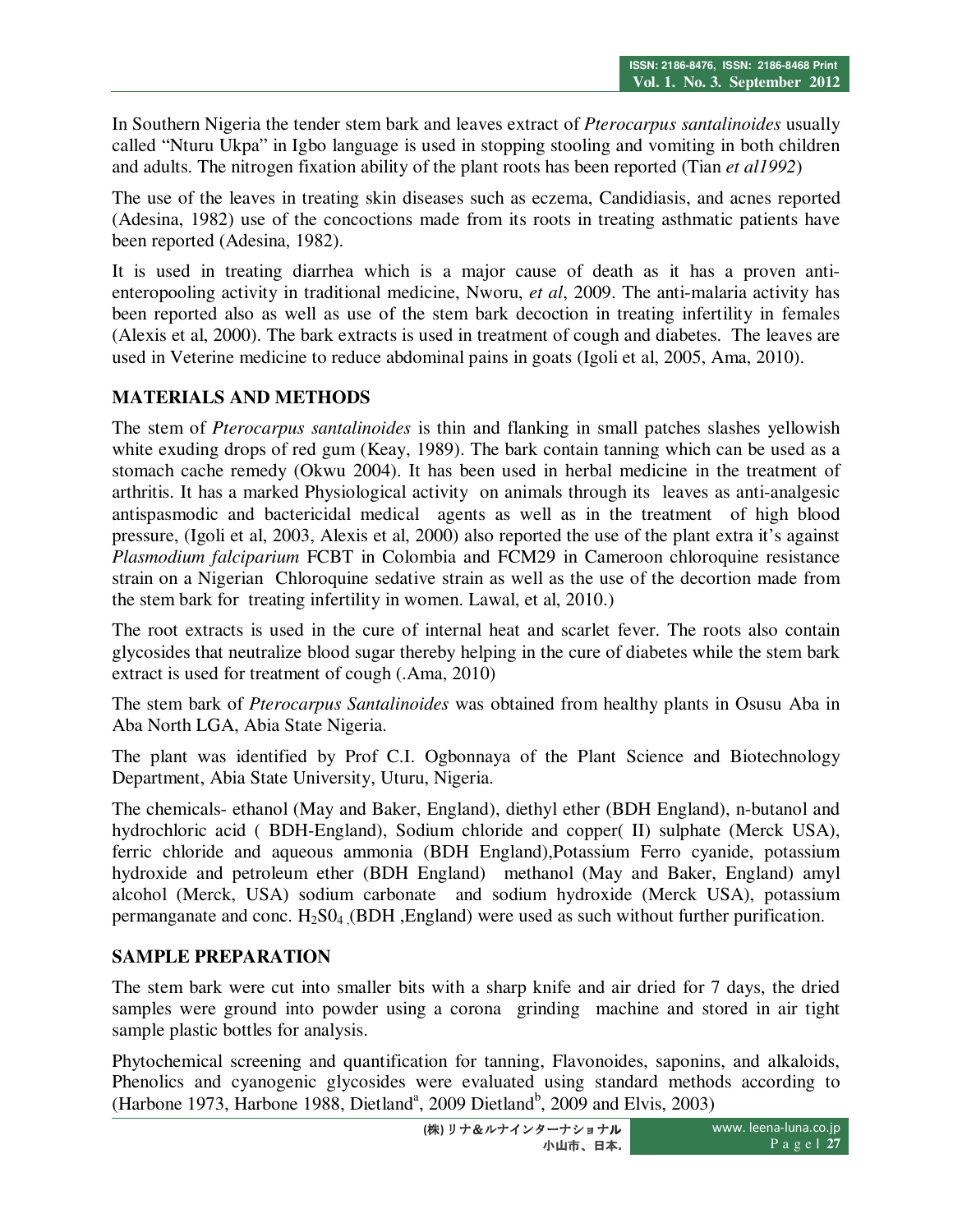In Southern Nigeria the tender stem bark and leaves extract of *Pterocarpus santalinoides* usually called "Nturu Ukpa" in Igbo language is used in stopping stooling and vomiting in both children and adults. The nitrogen fixation ability of the plant roots has been reported (Tian *et al1992*)

The use of the leaves in treating skin diseases such as eczema, Candidiasis, and acnes reported (Adesina, 1982) use of the concoctions made from its roots in treating asthmatic patients have been reported (Adesina, 1982).

It is used in treating diarrhea which is a major cause of death as it has a proven anti-enteropooling activity in traditional medicine, Nworu, *et al*, 2009. The anti-malaria activity has been reported also as well as use of the stem bark decoction in treating infertility in females (Alexis et al, 2000). The bark extracts is used in treatment of cough and diabetes. The leaves are used in Veterine medicine to reduce abdominal pains in goats (Igoli et al, 2005, Ama, 2010).

## MATERIALS AND METHODS

The stem of *Pterocarpus santalinoides* is thin and flanking in small patches slashes yellowish white exuding drops of red gum (Keay, 1989). The bark contain tanning which can be used as a stomach cache remedy (Okwu 2004). It has been used in herbal medicine in the treatment of arthritis. It has a marked Physiological activity on animals through its leaves as anti-analgesic antispasmodic and bactericidal medical agents as well as in the treatment of high blood pressure, (Igoli et al, 2003, Alexis et al, 2000) also reported the use of the plant extra it's against *Plasmodium falciparium* FCBT in Colombia and FCM29 in Cameroon chloroquine resistance strain on a Nigerian Chloroquine sedative strain as well as the use of the decortion made from the stem bark for treating infertility in women. Lawal, et al, 2010.)

The root extracts is used in the cure of internal heat and scarlet fever. The roots also contain glycosides that neutralize blood sugar thereby helping in the cure of diabetes while the stem bark extract is used for treatment of cough (.Ama, 2010)

The stem bark of *Pterocarpus Santalinoides* was obtained from healthy plants in Osusu Aba in Aba North LGA, Abia State Nigeria.

The plant was identified by Prof C.I. Ogbonnaya of the Plant Science and Biotechnology Department, Abia State University, Uturu, Nigeria.

The chemicals- ethanol (May and Baker, England), diethyl ether (BDH England), n-butanol and hydrochloric acid ( BDH-England), Sodium chloride and copper( II) sulphate (Merck USA), ferric chloride and aqueous ammonia (BDH England),Potassium Ferro cyanide, potassium hydroxide and petroleum ether (BDH England) methanol (May and Baker, England) amyl alcohol (Merck, USA) sodium carbonate and sodium hydroxide (Merck USA), potassium permanganate and conc. $H_2S0_4$ ,(BDH ,England) were used as such without further purification.

## SAMPLE PREPARATION

The stem bark were cut into smaller bits with a sharp knife and air dried for 7 days, the dried samples were ground into powder using a corona grinding machine and stored in air tight sample plastic bottles for analysis.

Phytochemical screening and quantification for tanning, Flavonoides, saponins, and alkaloids, Phenolics and cyanogenic glycosides were evaluated using standard methods according to (Harbone 1973, Harbone 1988, Dietland[a], 2009 Dietland[b], 2009 and Elvis, 2003)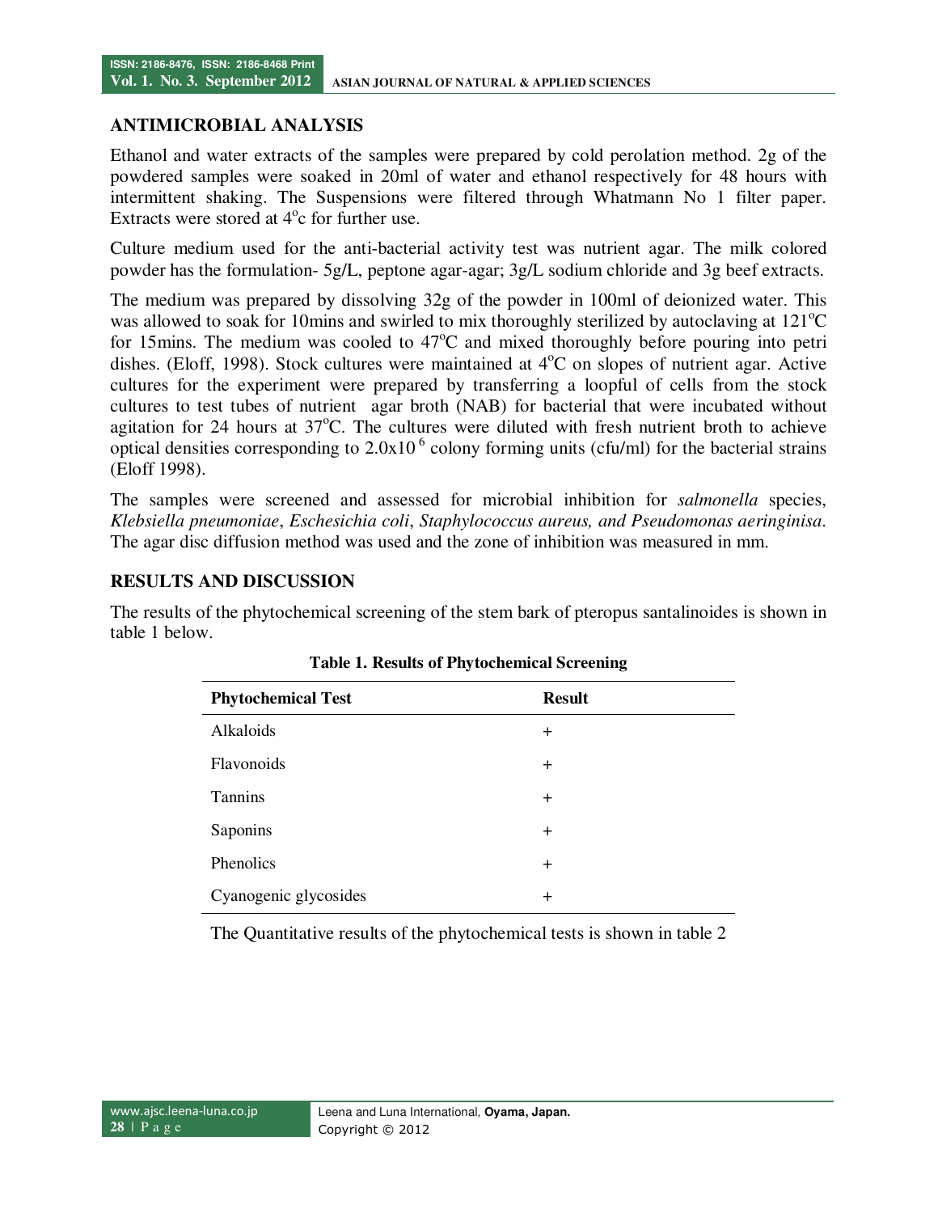## ANTIMICROBIAL ANALYSIS

Ethanol and water extracts of the samples were prepared by cold perolation method. 2g of the powdered samples were soaked in 20ml of water and ethanol respectively for 48 hours with intermittent shaking. The Suspensions were filtered through Whatmann No 1 filter paper. Extracts were stored at 4$^o$c for further use.

Culture medium used for the anti-bacterial activity test was nutrient agar. The milk colored powder has the formulation- 5g/L, peptone agar-agar; 3g/L sodium chloride and 3g beef extracts.

The medium was prepared by dissolving 32g of the powder in 100ml of deionized water. This was allowed to soak for 10mins and swirled to mix thoroughly sterilized by autoclaving at 121$^o$C for 15mins. The medium was cooled to 47$^o$C and mixed thoroughly before pouring into petri dishes. (Eloff, 1998). Stock cultures were maintained at 4$^o$C on slopes of nutrient agar. Active cultures for the experiment were prepared by transferring a loopful of cells from the stock cultures to test tubes of nutrient agar broth (NAB) for bacterial that were incubated without agitation for 24 hours at 37$^o$C. The cultures were diluted with fresh nutrient broth to achieve optical densities corresponding to $2.0 \times 10^{6}$ colony forming units (cfu/ml) for the bacterial strains (Eloff 1998).

The samples were screened and assessed for microbial inhibition for *salmonella* species, *Klebsiella pneumoniae*, *Eschesichia coli*, *Staphylococcus aureus, and Pseudomonas aeringinisa*. The agar disc diffusion method was used and the zone of inhibition was measured in mm.

## RESULTS AND DISCUSSION

The results of the phytochemical screening of the stem bark of pteropus santalinoides is shown in table 1 below.

**Table 1. Results of Phytochemical Screening**

| Phytochemical Test | Result |
|---|---|
| Alkaloids | + |
| Flavonoids | + |
| Tannins | + |
| Saponins | + |
| Phenolics | + |
| Cyanogenic glycosides | + |

The Quantitative results of the phytochemical tests is shown in table 2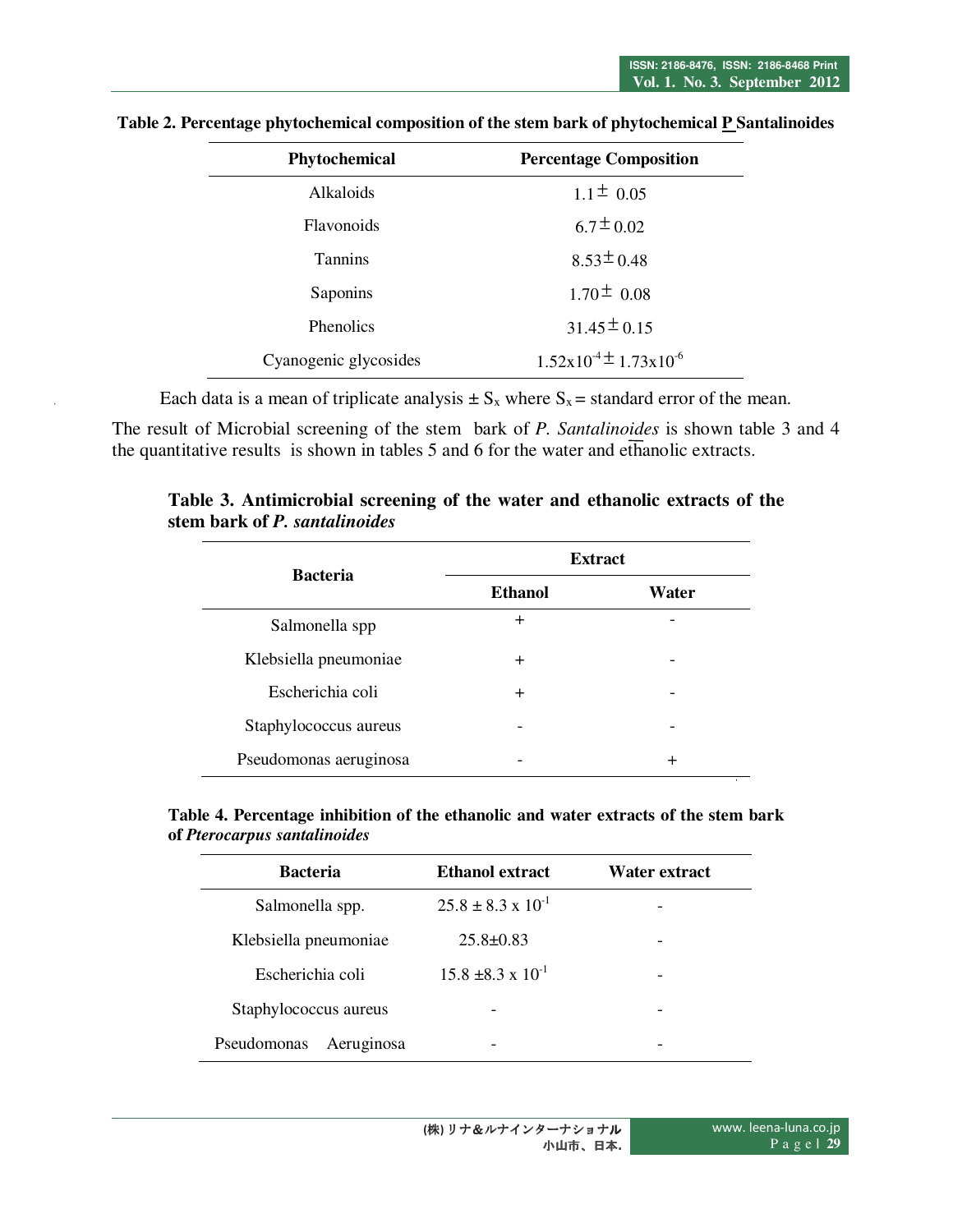**Table 2. Percentage phytochemical composition of the stem bark of phytochemical P Santalinoides**

| Phytochemical | Percentage Composition |
|---|---|
| Alkaloids | $1.1 \pm 0.05$ |
| Flavonoids | $6.7 \pm 0.02$ |
| Tannins | $8.53 \pm 0.48$ |
| Saponins | $1.70 \pm 0.08$ |
| Phenolics | $31.45 \pm 0.15$ |
| Cyanogenic glycosides | $1.52 x 10^{-4} \pm 1.73 x 10^{-6}$ |

Each data is a mean of triplicate analysis $\pm S_x$ where $S_x$ = standard error of the mean.

The result of Microbial screening of the stem bark of *P. Santalinoides* is shown table 3 and 4 the quantitative results is shown in tables 5 and 6 for the water and ethanolic extracts.

**Table 3. Antimicrobial screening of the water and ethanolic extracts of the stem bark of *P. santalinoides***

| Bacteria | Extract | |
|---|---|---|
| | Ethanol | Water |
| Salmonella spp | + | - |
| Klebsiella pneumoniae | + | - |
| Escherichia coli | + | - |
| Staphylococcus aureus | - | - |
| Pseudomonas aeruginosa | - | + |

**Table 4. Percentage inhibition of the ethanolic and water extracts of the stem bark of *Pterocarpus santalinoides***

| Bacteria | Ethanol extract | Water extract |
|---|---|---|
| Salmonella spp. | $25.8 \pm 8.3 x 10^{-1}$ | - |
| Klebsiella pneumoniae | $25.8 \pm 0.83$ | - |
| Escherichia coli | $15.8 \pm 8.3 x 10^{-1}$ | - |
| Staphylococcus aureus | - | - |
| Pseudomonas Aeruginosa | - | - |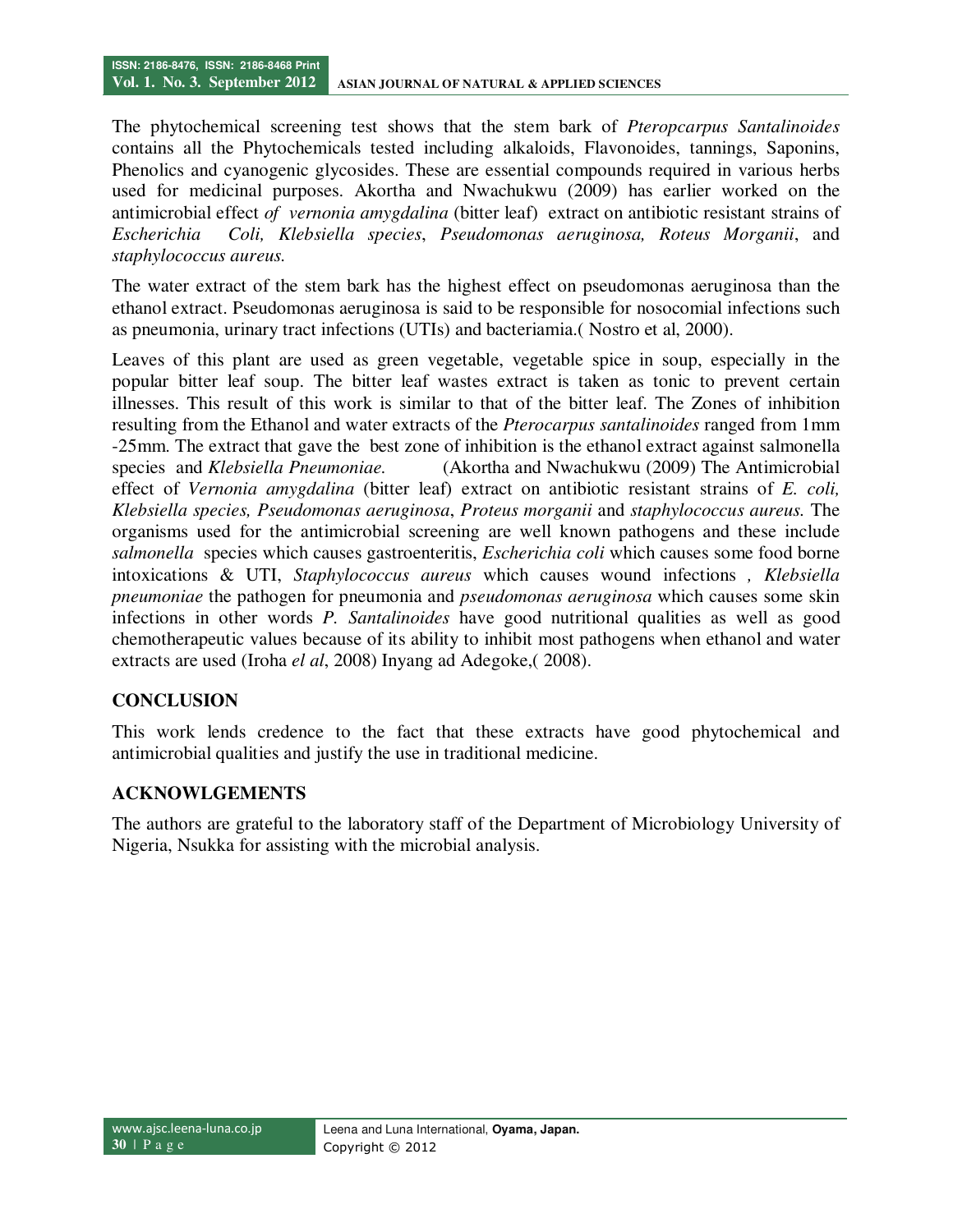The phytochemical screening test shows that the stem bark of *Pteropcarpus Santalinoides* contains all the Phytochemicals tested including alkaloids, Flavonoides, tannings, Saponins, Phenolics and cyanogenic glycosides. These are essential compounds required in various herbs used for medicinal purposes. Akortha and Nwachukwu (2009) has earlier worked on the antimicrobial effect *of vernonia amygdalina* (bitter leaf) extract on antibiotic resistant strains of *Escherichia Coli, Klebsiella species*, *Pseudomonas aeruginosa, Roteus Morganii*, and *staphylococcus aureus.*

The water extract of the stem bark has the highest effect on pseudomonas aeruginosa than the ethanol extract. Pseudomonas aeruginosa is said to be responsible for nosocomial infections such as pneumonia, urinary tract infections (UTIs) and bacteriamia.( Nostro et al, 2000).

Leaves of this plant are used as green vegetable, vegetable spice in soup, especially in the popular bitter leaf soup. The bitter leaf wastes extract is taken as tonic to prevent certain illnesses. This result of this work is similar to that of the bitter leaf. The Zones of inhibition resulting from the Ethanol and water extracts of the *Pterocarpus santalinoides* ranged from 1mm -25mm. The extract that gave the best zone of inhibition is the ethanol extract against salmonella species and *Klebsiella Pneumoniae.* (Akortha and Nwachukwu (2009) The Antimicrobial effect of *Vernonia amygdalina* (bitter leaf) extract on antibiotic resistant strains of *E. coli, Klebsiella species, Pseudomonas aeruginosa*, *Proteus morganii* and *staphylococcus aureus.* The organisms used for the antimicrobial screening are well known pathogens and these include *salmonella* species which causes gastroenteritis, *Escherichia coli* which causes some food borne intoxications & UTI, *Staphylococcus aureus* which causes wound infections *, Klebsiella pneumoniae* the pathogen for pneumonia and *pseudomonas aeruginosa* which causes some skin infections in other words *P. Santalinoides* have good nutritional qualities as well as good chemotherapeutic values because of its ability to inhibit most pathogens when ethanol and water extracts are used (Iroha *el al*, 2008) Inyang ad Adegoke,( 2008).

## CONCLUSION

This work lends credence to the fact that these extracts have good phytochemical and antimicrobial qualities and justify the use in traditional medicine.

## ACKNOWLGEMENTS

The authors are grateful to the laboratory staff of the Department of Microbiology University of Nigeria, Nsukka for assisting with the microbial analysis.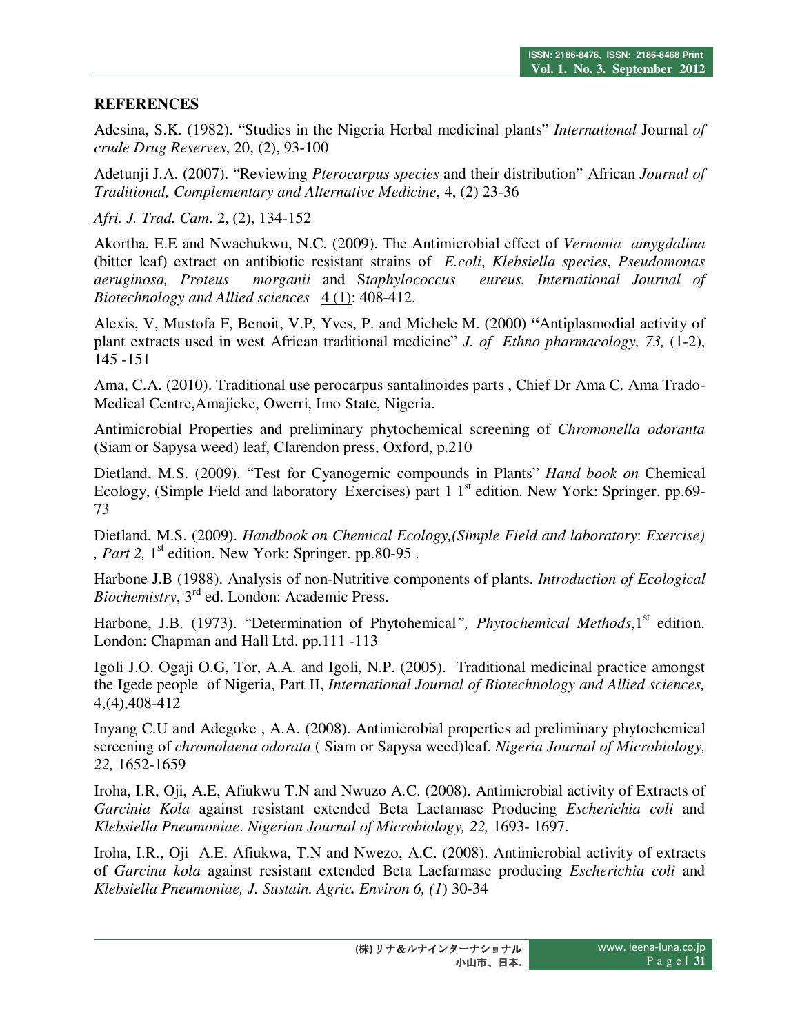## REFERENCES

Adesina, S.K. (1982). "Studies in the Nigeria Herbal medicinal plants" *International* Journal *of crude Drug Reserves*, 20, (2), 93-100

Adetunji J.A. (2007). "Reviewing *Pterocarpus species* and their distribution" African *Journal of Traditional, Complementary and Alternative Medicine*, 4, (2) 23-36

*Afri. J. Trad. Cam*. 2, (2), 134-152

Akortha, E.E and Nwachukwu, N.C. (2009). The Antimicrobial effect of *Vernonia amygdalina* (bitter leaf) extract on antibiotic resistant strains of *E.coli*, *Klebsiella species*, *Pseudomonas aeruginosa, Proteus morganii* and S*taphylococcus eureus. International Journal of Biotechnology and Allied sciences* 4 (1): 408-412.

Alexis, V, Mustofa F, Benoit, V.P, Yves, P. and Michele M. (2000) **"**Antiplasmodial activity of plant extracts used in west African traditional medicine" *J. of Ethno pharmacology, 73,* (1-2), 145 -151

Ama, C.A. (2010). Traditional use perocarpus santalinoides parts , Chief Dr Ama C. Ama Trado-Medical Centre,Amajieke, Owerri, Imo State, Nigeria.

Antimicrobial Properties and preliminary phytochemical screening of *Chromonella odoranta* (Siam or Sapysa weed) leaf, Clarendon press, Oxford, p.210

Dietland, M.S. (2009). "Test for Cyanogernic compounds in Plants" *Hand book on* Chemical Ecology, (Simple Field and laboratory Exercises) part 1 1st edition. New York: Springer. pp.69-73

Dietland, M.S. (2009). *Handbook on Chemical Ecology,(Simple Field and laboratory*: *Exercise) , Part 2,* 1st edition. New York: Springer. pp.80-95 .

Harbone J.B (1988). Analysis of non-Nutritive components of plants. *Introduction of Ecological Biochemistry*, 3rd ed. London: Academic Press.

Harbone, J.B. (1973). "Determination of Phytohemical*", Phytochemical Methods*,1st edition. London: Chapman and Hall Ltd. pp.111 -113

Igoli J.O. Ogaji O.G, Tor, A.A. and Igoli, N.P. (2005). Traditional medicinal practice amongst the Igede people of Nigeria, Part II, *International Journal of Biotechnology and Allied sciences,* 4,(4),408-412

Inyang C.U and Adegoke , A.A. (2008). Antimicrobial properties ad preliminary phytochemical screening of *chromolaena odorata* ( Siam or Sapysa weed)leaf. *Nigeria Journal of Microbiology, 22,* 1652-1659

Iroha, I.R, Oji, A.E, Afiukwu T.N and Nwuzo A.C. (2008). Antimicrobial activity of Extracts of *Garcinia Kola* against resistant extended Beta Lactamase Producing *Escherichia coli* and *Klebsiella Pneumoniae*. *Nigerian Journal of Microbiology, 22,* 1693- 1697.

Iroha, I.R., Oji A.E. Afiukwa, T.N and Nwezo, A.C. (2008). Antimicrobial activity of extracts of *Garcina kola* against resistant extended Beta Laefarmase producing *Escherichia coli* and *Klebsiella Pneumoniae, J. Sustain. Agric***.** *Environ 6, (1*) 30-34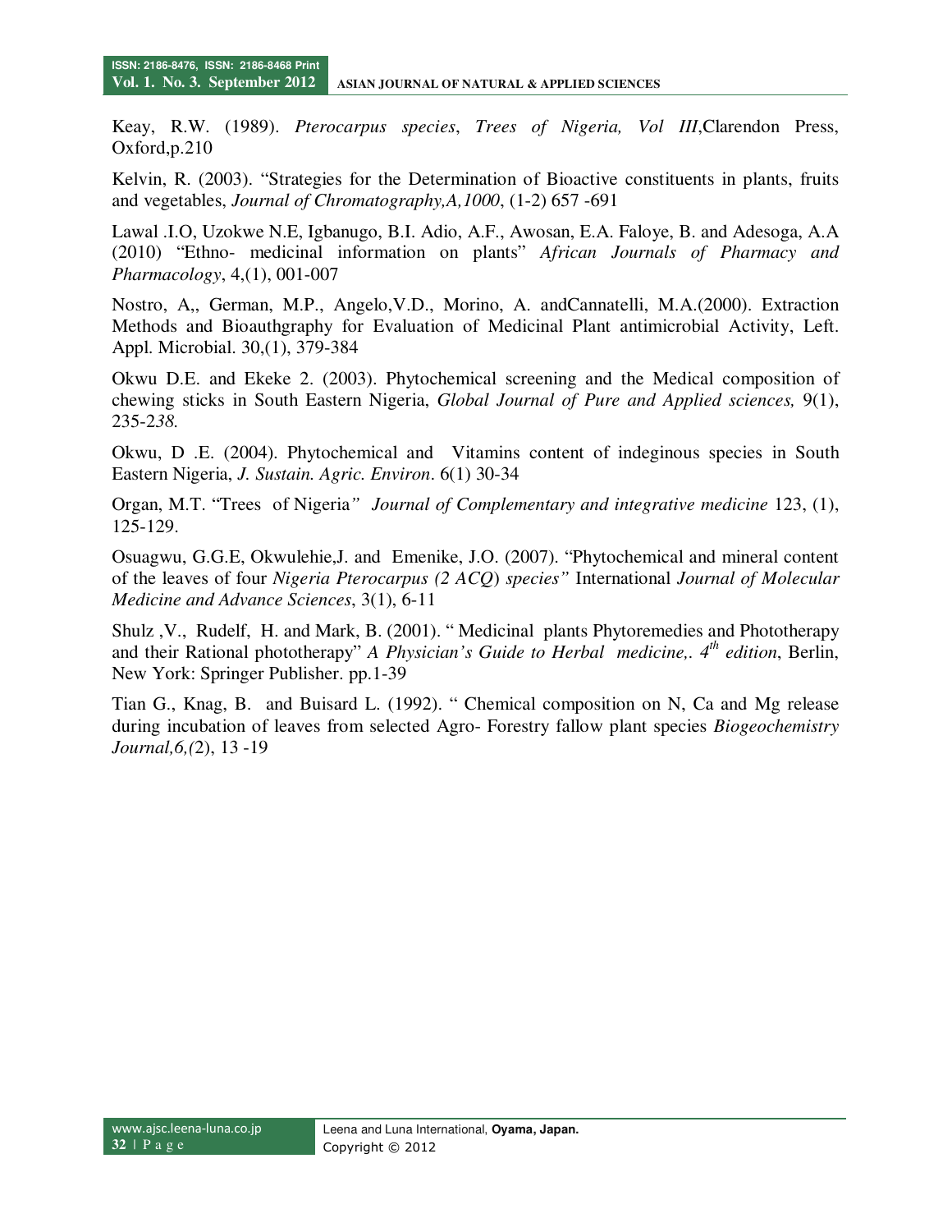Keay, R.W. (1989). *Pterocarpus species*, *Trees of Nigeria, Vol III*,Clarendon Press, Oxford,p.210

Kelvin, R. (2003). "Strategies for the Determination of Bioactive constituents in plants, fruits and vegetables, *Journal of Chromatography,A,1000*, (1-2) 657 -691

Lawal .I.O, Uzokwe N.E, Igbanugo, B.I. Adio, A.F., Awosan, E.A. Faloye, B. and Adesoga, A.A (2010) "Ethno- medicinal information on plants" *African Journals of Pharmacy and Pharmacology*, 4,(1), 001-007

Nostro, A,, German, M.P., Angelo,V.D., Morino, A. andCannatelli, M.A.(2000). Extraction Methods and Bioauthgraphy for Evaluation of Medicinal Plant antimicrobial Activity, Left. Appl. Microbial. 30,(1), 379-384

Okwu D.E. and Ekeke 2. (2003). Phytochemical screening and the Medical composition of chewing sticks in South Eastern Nigeria, *Global Journal of Pure and Applied sciences,* 9(1), 235-2*38.*

Okwu, D .E. (2004). Phytochemical and Vitamins content of indeginous species in South Eastern Nigeria, *J. Sustain. Agric. Environ*. 6(1) 30-34

Organ, M.T. "Trees of Nigeria*" Journal of Complementary and integrative medicine* 123, (1), 125-129.

Osuagwu, G.G.E, Okwulehie,J. and Emenike, J.O. (2007). "Phytochemical and mineral content of the leaves of four *Nigeria Pterocarpus (2 ACQ*) *species"* International *Journal of Molecular Medicine and Advance Sciences*, 3(1), 6-11

Shulz ,V., Rudelf, H. and Mark, B. (2001). " Medicinal plants Phytoremedies and Phototherapy and their Rational phototherapy" *A Physician's Guide to Herbal medicine,. 4th edition*, Berlin, New York: Springer Publisher. pp.1-39

Tian G., Knag, B. and Buisard L. (1992). " Chemical composition on N, Ca and Mg release during incubation of leaves from selected Agro- Forestry fallow plant species *Biogeochemistry Journal,6,(*2), 13 -19